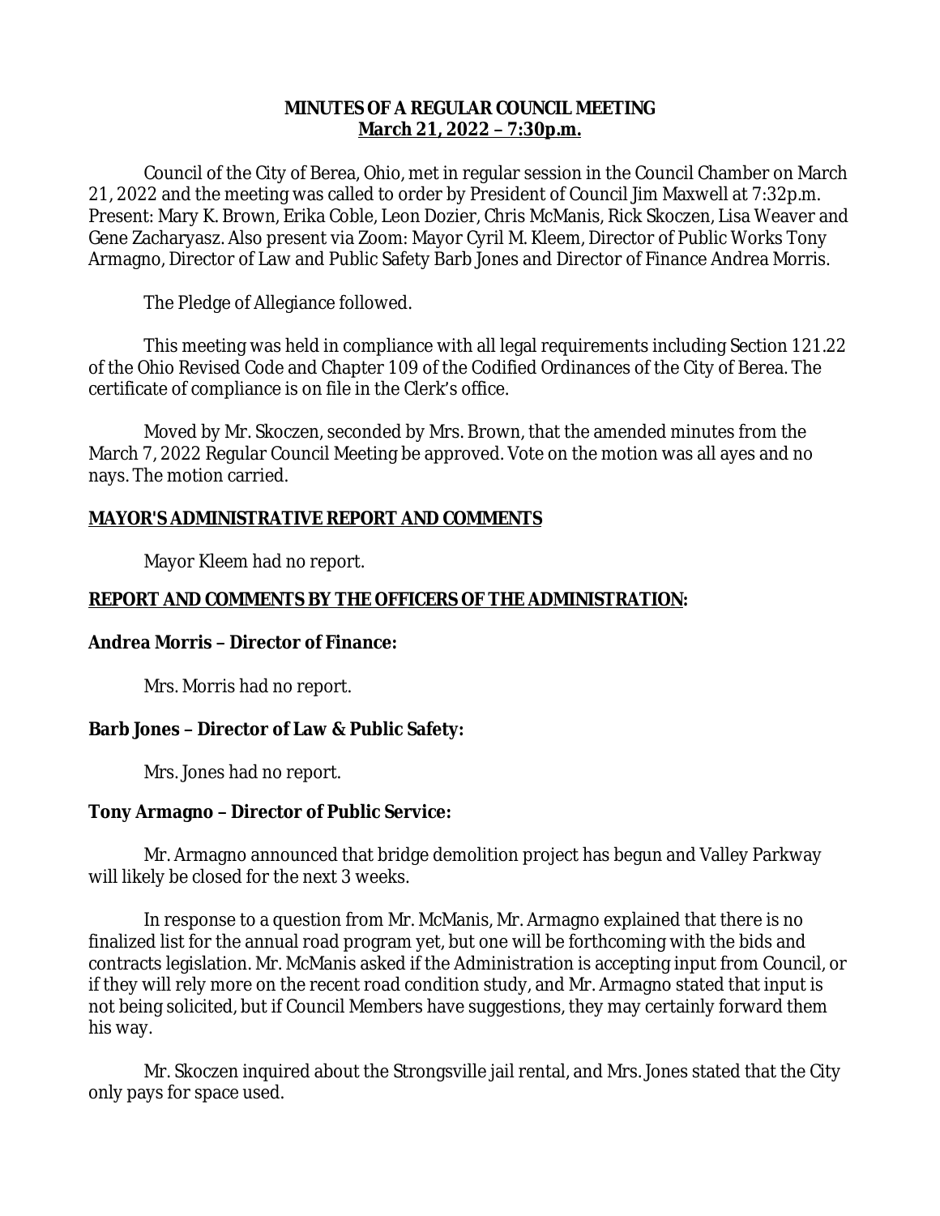**MINUTES OF A REGULAR COUNCIL MEETING**
**March 21, 2022 – 7:30p.m.**

Council of the City of Berea, Ohio, met in regular session in the Council Chamber on March 21, 2022 and the meeting was called to order by President of Council Jim Maxwell at 7:32p.m. Present: Mary K. Brown, Erika Coble, Leon Dozier, Chris McManis, Rick Skoczen, Lisa Weaver and Gene Zacharyasz. Also present via Zoom: Mayor Cyril M. Kleem, Director of Public Works Tony Armagno, Director of Law and Public Safety Barb Jones and Director of Finance Andrea Morris.

The Pledge of Allegiance followed.

This meeting was held in compliance with all legal requirements including Section 121.22 of the Ohio Revised Code and Chapter 109 of the Codified Ordinances of the City of Berea. The certificate of compliance is on file in the Clerk's office.

Moved by Mr. Skoczen, seconded by Mrs. Brown, that the amended minutes from the March 7, 2022 Regular Council Meeting be approved. Vote on the motion was all ayes and no nays. The motion carried.

**MAYOR'S ADMINISTRATIVE REPORT AND COMMENTS**

Mayor Kleem had no report.

**REPORT AND COMMENTS BY THE OFFICERS OF THE ADMINISTRATION:**

**Andrea Morris – Director of Finance:**

Mrs. Morris had no report.

**Barb Jones – Director of Law & Public Safety:**

Mrs. Jones had no report.

**Tony Armagno – Director of Public Service:**

Mr. Armagno announced that bridge demolition project has begun and Valley Parkway will likely be closed for the next 3 weeks.

In response to a question from Mr. McManis, Mr. Armagno explained that there is no finalized list for the annual road program yet, but one will be forthcoming with the bids and contracts legislation. Mr. McManis asked if the Administration is accepting input from Council, or if they will rely more on the recent road condition study, and Mr. Armagno stated that input is not being solicited, but if Council Members have suggestions, they may certainly forward them his way.

Mr. Skoczen inquired about the Strongsville jail rental, and Mrs. Jones stated that the City only pays for space used.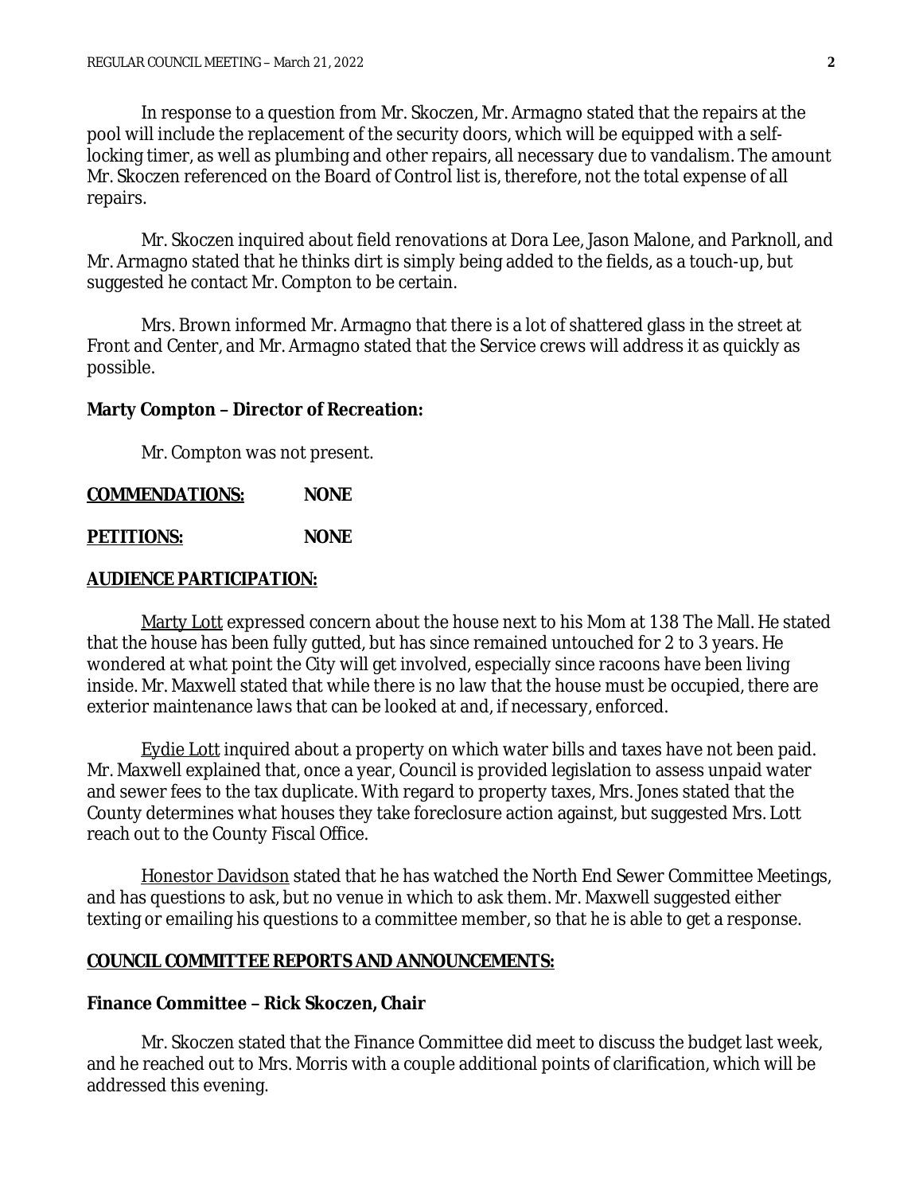In response to a question from Mr. Skoczen, Mr. Armagno stated that the repairs at the pool will include the replacement of the security doors, which will be equipped with a self-locking timer, as well as plumbing and other repairs, all necessary due to vandalism. The amount Mr. Skoczen referenced on the Board of Control list is, therefore, not the total expense of all repairs.

Mr. Skoczen inquired about field renovations at Dora Lee, Jason Malone, and Parknoll, and Mr. Armagno stated that he thinks dirt is simply being added to the fields, as a touch-up, but suggested he contact Mr. Compton to be certain.

Mrs. Brown informed Mr. Armagno that there is a lot of shattered glass in the street at Front and Center, and Mr. Armagno stated that the Service crews will address it as quickly as possible.

**Marty Compton – Director of Recreation:**

Mr. Compton was not present.

**COMMENDATIONS:** **NONE**

**PETITIONS:** **NONE**

**AUDIENCE PARTICIPATION:**

Marty Lott expressed concern about the house next to his Mom at 138 The Mall. He stated that the house has been fully gutted, but has since remained untouched for 2 to 3 years. He wondered at what point the City will get involved, especially since racoons have been living inside. Mr. Maxwell stated that while there is no law that the house must be occupied, there are exterior maintenance laws that can be looked at and, if necessary, enforced.

Eydie Lott inquired about a property on which water bills and taxes have not been paid. Mr. Maxwell explained that, once a year, Council is provided legislation to assess unpaid water and sewer fees to the tax duplicate. With regard to property taxes, Mrs. Jones stated that the County determines what houses they take foreclosure action against, but suggested Mrs. Lott reach out to the County Fiscal Office.

Honestor Davidson stated that he has watched the North End Sewer Committee Meetings, and has questions to ask, but no venue in which to ask them. Mr. Maxwell suggested either texting or emailing his questions to a committee member, so that he is able to get a response.

**COUNCIL COMMITTEE REPORTS AND ANNOUNCEMENTS:**

**Finance Committee – Rick Skoczen, Chair**

Mr. Skoczen stated that the Finance Committee did meet to discuss the budget last week, and he reached out to Mrs. Morris with a couple additional points of clarification, which will be addressed this evening.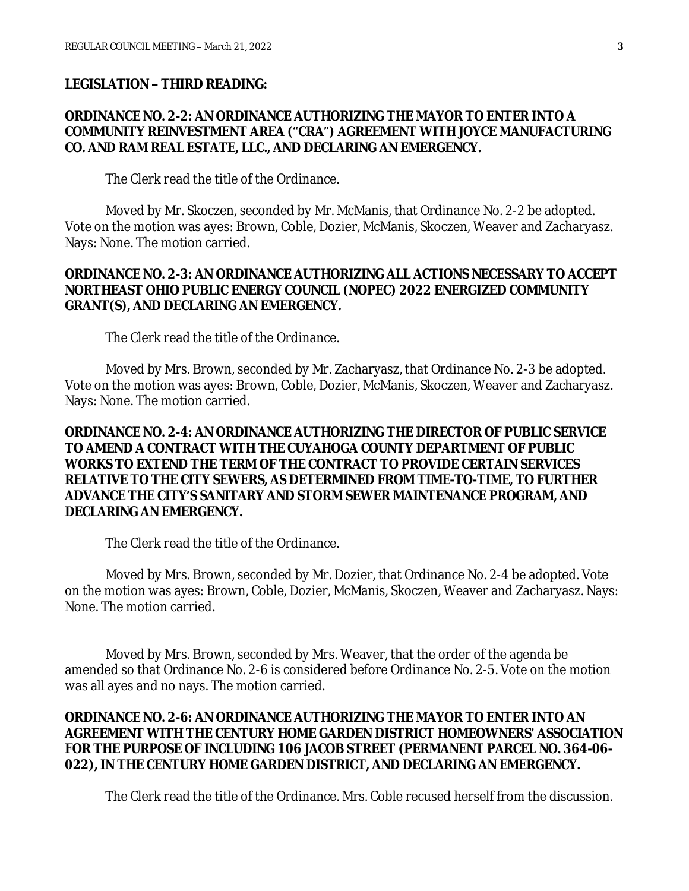**LEGISLATION – THIRD READING:**

**ORDINANCE NO. 2-2: AN ORDINANCE AUTHORIZING THE MAYOR TO ENTER INTO A COMMUNITY REINVESTMENT AREA ("CRA") AGREEMENT WITH JOYCE MANUFACTURING CO. AND RAM REAL ESTATE, LLC., AND DECLARING AN EMERGENCY.**

The Clerk read the title of the Ordinance.

Moved by Mr. Skoczen, seconded by Mr. McManis, that Ordinance No. 2-2 be adopted. Vote on the motion was ayes: Brown, Coble, Dozier, McManis, Skoczen, Weaver and Zacharyasz. Nays: None. The motion carried.

**ORDINANCE NO. 2-3: AN ORDINANCE AUTHORIZING ALL ACTIONS NECESSARY TO ACCEPT NORTHEAST OHIO PUBLIC ENERGY COUNCIL (NOPEC) 2022 ENERGIZED COMMUNITY GRANT(S), AND DECLARING AN EMERGENCY.**

The Clerk read the title of the Ordinance.

Moved by Mrs. Brown, seconded by Mr. Zacharyasz, that Ordinance No. 2-3 be adopted. Vote on the motion was ayes: Brown, Coble, Dozier, McManis, Skoczen, Weaver and Zacharyasz. Nays: None. The motion carried.

**ORDINANCE NO. 2-4: AN ORDINANCE AUTHORIZING THE DIRECTOR OF PUBLIC SERVICE TO AMEND A CONTRACT WITH THE CUYAHOGA COUNTY DEPARTMENT OF PUBLIC WORKS TO EXTEND THE TERM OF THE CONTRACT TO PROVIDE CERTAIN SERVICES RELATIVE TO THE CITY SEWERS, AS DETERMINED FROM TIME-TO-TIME, TO FURTHER ADVANCE THE CITY'S SANITARY AND STORM SEWER MAINTENANCE PROGRAM, AND DECLARING AN EMERGENCY.**

The Clerk read the title of the Ordinance.

Moved by Mrs. Brown, seconded by Mr. Dozier, that Ordinance No. 2-4 be adopted. Vote on the motion was ayes: Brown, Coble, Dozier, McManis, Skoczen, Weaver and Zacharyasz. Nays: None. The motion carried.

Moved by Mrs. Brown, seconded by Mrs. Weaver, that the order of the agenda be amended so that Ordinance No. 2-6 is considered before Ordinance No. 2-5. Vote on the motion was all ayes and no nays. The motion carried.

**ORDINANCE NO. 2-6: AN ORDINANCE AUTHORIZING THE MAYOR TO ENTER INTO AN AGREEMENT WITH THE CENTURY HOME GARDEN DISTRICT HOMEOWNERS' ASSOCIATION FOR THE PURPOSE OF INCLUDING 106 JACOB STREET (PERMANENT PARCEL NO. 364-06-022), IN THE CENTURY HOME GARDEN DISTRICT, AND DECLARING AN EMERGENCY.**

The Clerk read the title of the Ordinance. Mrs. Coble recused herself from the discussion.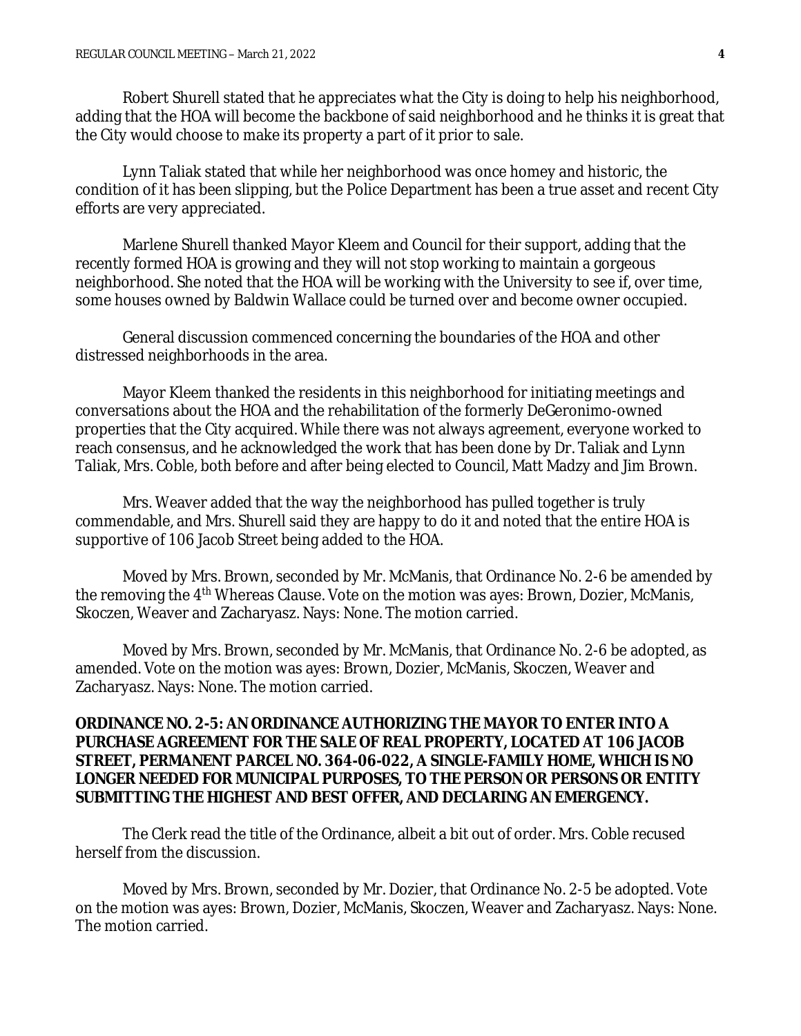Robert Shurell stated that he appreciates what the City is doing to help his neighborhood, adding that the HOA will become the backbone of said neighborhood and he thinks it is great that the City would choose to make its property a part of it prior to sale.

Lynn Taliak stated that while her neighborhood was once homey and historic, the condition of it has been slipping, but the Police Department has been a true asset and recent City efforts are very appreciated.

Marlene Shurell thanked Mayor Kleem and Council for their support, adding that the recently formed HOA is growing and they will not stop working to maintain a gorgeous neighborhood. She noted that the HOA will be working with the University to see if, over time, some houses owned by Baldwin Wallace could be turned over and become owner occupied.

General discussion commenced concerning the boundaries of the HOA and other distressed neighborhoods in the area.

Mayor Kleem thanked the residents in this neighborhood for initiating meetings and conversations about the HOA and the rehabilitation of the formerly DeGeronimo-owned properties that the City acquired. While there was not always agreement, everyone worked to reach consensus, and he acknowledged the work that has been done by Dr. Taliak and Lynn Taliak, Mrs. Coble, both before and after being elected to Council, Matt Madzy and Jim Brown.

Mrs. Weaver added that the way the neighborhood has pulled together is truly commendable, and Mrs. Shurell said they are happy to do it and noted that the entire HOA is supportive of 106 Jacob Street being added to the HOA.

Moved by Mrs. Brown, seconded by Mr. McManis, that Ordinance No. 2-6 be amended by the removing the 4th Whereas Clause. Vote on the motion was ayes: Brown, Dozier, McManis, Skoczen, Weaver and Zacharyasz. Nays: None. The motion carried.

Moved by Mrs. Brown, seconded by Mr. McManis, that Ordinance No. 2-6 be adopted, as amended. Vote on the motion was ayes: Brown, Dozier, McManis, Skoczen, Weaver and Zacharyasz. Nays: None. The motion carried.

**ORDINANCE NO. 2-5: AN ORDINANCE AUTHORIZING THE MAYOR TO ENTER INTO A PURCHASE AGREEMENT FOR THE SALE OF REAL PROPERTY, LOCATED AT 106 JACOB STREET, PERMANENT PARCEL NO. 364-06-022, A SINGLE-FAMILY HOME, WHICH IS NO LONGER NEEDED FOR MUNICIPAL PURPOSES, TO THE PERSON OR PERSONS OR ENTITY SUBMITTING THE HIGHEST AND BEST OFFER, AND DECLARING AN EMERGENCY.**

The Clerk read the title of the Ordinance, albeit a bit out of order. Mrs. Coble recused herself from the discussion.

Moved by Mrs. Brown, seconded by Mr. Dozier, that Ordinance No. 2-5 be adopted. Vote on the motion was ayes: Brown, Dozier, McManis, Skoczen, Weaver and Zacharyasz. Nays: None. The motion carried.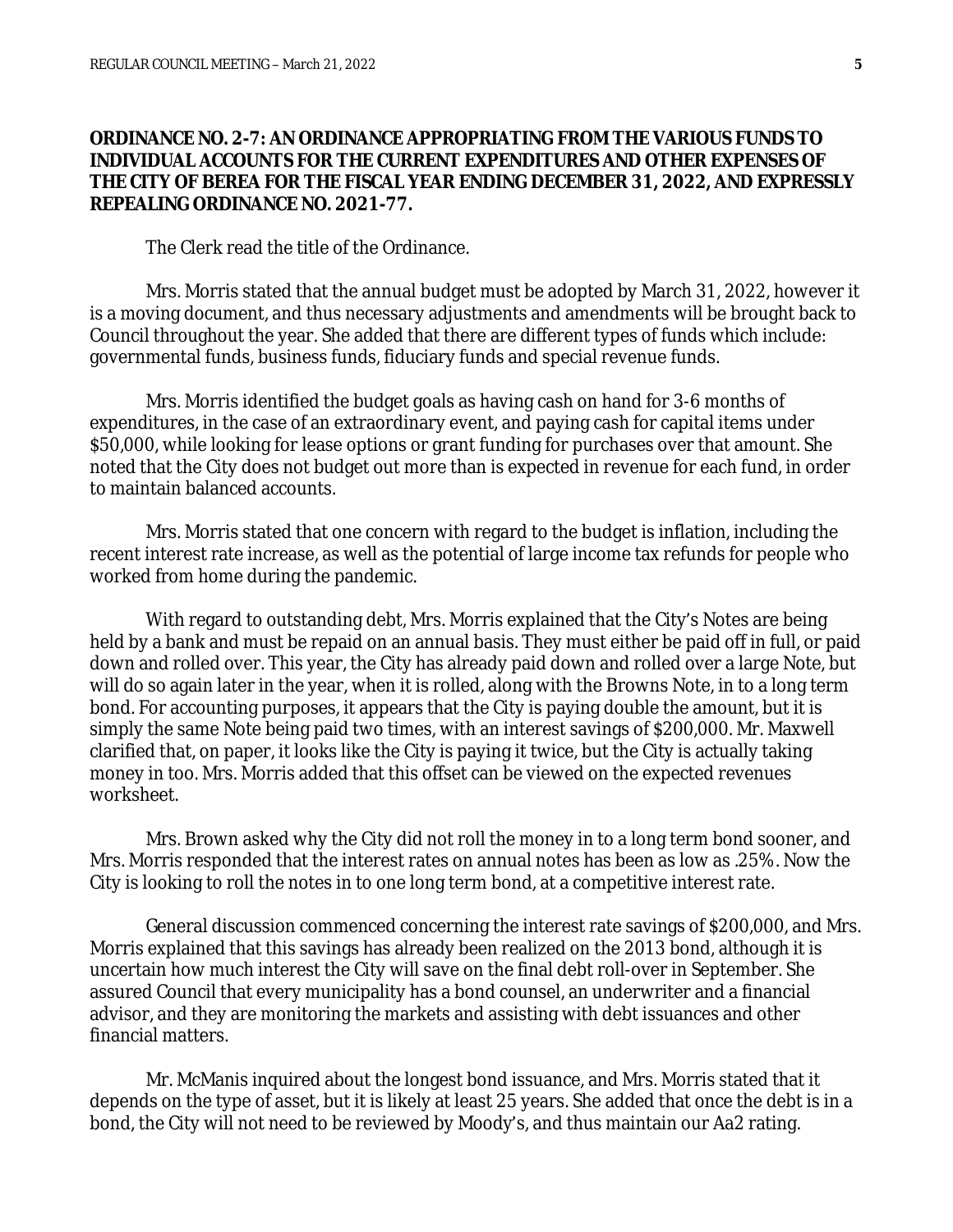**ORDINANCE NO. 2-7: AN ORDINANCE APPROPRIATING FROM THE VARIOUS FUNDS TO INDIVIDUAL ACCOUNTS FOR THE CURRENT EXPENDITURES AND OTHER EXPENSES OF THE CITY OF BEREA FOR THE FISCAL YEAR ENDING DECEMBER 31, 2022, AND EXPRESSLY REPEALING ORDINANCE NO. 2021-77.**

The Clerk read the title of the Ordinance.

Mrs. Morris stated that the annual budget must be adopted by March 31, 2022, however it is a moving document, and thus necessary adjustments and amendments will be brought back to Council throughout the year. She added that there are different types of funds which include: governmental funds, business funds, fiduciary funds and special revenue funds.

Mrs. Morris identified the budget goals as having cash on hand for 3-6 months of expenditures, in the case of an extraordinary event, and paying cash for capital items under $50,000, while looking for lease options or grant funding for purchases over that amount. She noted that the City does not budget out more than is expected in revenue for each fund, in order to maintain balanced accounts.

Mrs. Morris stated that one concern with regard to the budget is inflation, including the recent interest rate increase, as well as the potential of large income tax refunds for people who worked from home during the pandemic.

With regard to outstanding debt, Mrs. Morris explained that the City's Notes are being held by a bank and must be repaid on an annual basis. They must either be paid off in full, or paid down and rolled over. This year, the City has already paid down and rolled over a large Note, but will do so again later in the year, when it is rolled, along with the Browns Note, in to a long term bond. For accounting purposes, it appears that the City is paying double the amount, but it is simply the same Note being paid two times, with an interest savings of $200,000. Mr. Maxwell clarified that, on paper, it looks like the City is paying it twice, but the City is actually taking money in too. Mrs. Morris added that this offset can be viewed on the expected revenues worksheet.

Mrs. Brown asked why the City did not roll the money in to a long term bond sooner, and Mrs. Morris responded that the interest rates on annual notes has been as low as .25%. Now the City is looking to roll the notes in to one long term bond, at a competitive interest rate.

General discussion commenced concerning the interest rate savings of $200,000, and Mrs. Morris explained that this savings has already been realized on the 2013 bond, although it is uncertain how much interest the City will save on the final debt roll-over in September. She assured Council that every municipality has a bond counsel, an underwriter and a financial advisor, and they are monitoring the markets and assisting with debt issuances and other financial matters.

Mr. McManis inquired about the longest bond issuance, and Mrs. Morris stated that it depends on the type of asset, but it is likely at least 25 years. She added that once the debt is in a bond, the City will not need to be reviewed by Moody's, and thus maintain our Aa2 rating.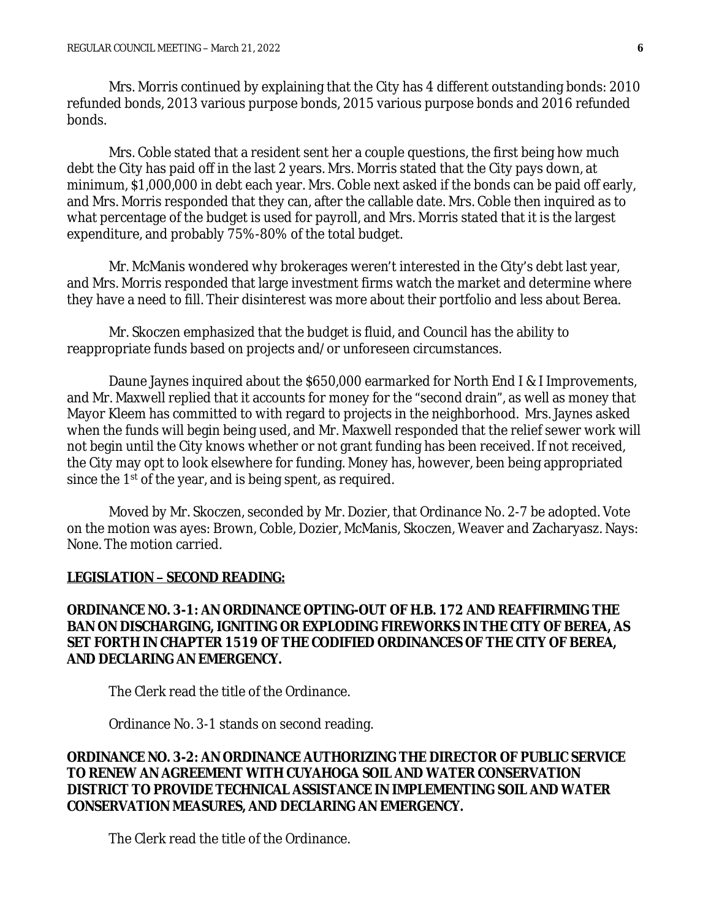Mrs. Morris continued by explaining that the City has 4 different outstanding bonds: 2010 refunded bonds, 2013 various purpose bonds, 2015 various purpose bonds and 2016 refunded bonds.

Mrs. Coble stated that a resident sent her a couple questions, the first being how much debt the City has paid off in the last 2 years. Mrs. Morris stated that the City pays down, at minimum, $1,000,000 in debt each year. Mrs. Coble next asked if the bonds can be paid off early, and Mrs. Morris responded that they can, after the callable date. Mrs. Coble then inquired as to what percentage of the budget is used for payroll, and Mrs. Morris stated that it is the largest expenditure, and probably 75%-80% of the total budget.

Mr. McManis wondered why brokerages weren't interested in the City's debt last year, and Mrs. Morris responded that large investment firms watch the market and determine where they have a need to fill. Their disinterest was more about their portfolio and less about Berea.

Mr. Skoczen emphasized that the budget is fluid, and Council has the ability to reappropriate funds based on projects and/or unforeseen circumstances.

Daune Jaynes inquired about the $650,000 earmarked for North End I & I Improvements, and Mr. Maxwell replied that it accounts for money for the "second drain", as well as money that Mayor Kleem has committed to with regard to projects in the neighborhood. Mrs. Jaynes asked when the funds will begin being used, and Mr. Maxwell responded that the relief sewer work will not begin until the City knows whether or not grant funding has been received. If not received, the City may opt to look elsewhere for funding. Money has, however, been being appropriated since the 1st of the year, and is being spent, as required.

Moved by Mr. Skoczen, seconded by Mr. Dozier, that Ordinance No. 2-7 be adopted. Vote on the motion was ayes: Brown, Coble, Dozier, McManis, Skoczen, Weaver and Zacharyasz. Nays: None. The motion carried.

**LEGISLATION – SECOND READING:**

**ORDINANCE NO. 3-1: AN ORDINANCE OPTING-OUT OF H.B. 172 AND REAFFIRMING THE BAN ON DISCHARGING, IGNITING OR EXPLODING FIREWORKS IN THE CITY OF BEREA, AS SET FORTH IN CHAPTER 1519 OF THE CODIFIED ORDINANCES OF THE CITY OF BEREA, AND DECLARING AN EMERGENCY.**

The Clerk read the title of the Ordinance.

Ordinance No. 3-1 stands on second reading.

**ORDINANCE NO. 3-2: AN ORDINANCE AUTHORIZING THE DIRECTOR OF PUBLIC SERVICE TO RENEW AN AGREEMENT WITH CUYAHOGA SOIL AND WATER CONSERVATION DISTRICT TO PROVIDE TECHNICAL ASSISTANCE IN IMPLEMENTING SOIL AND WATER CONSERVATION MEASURES, AND DECLARING AN EMERGENCY.**

The Clerk read the title of the Ordinance.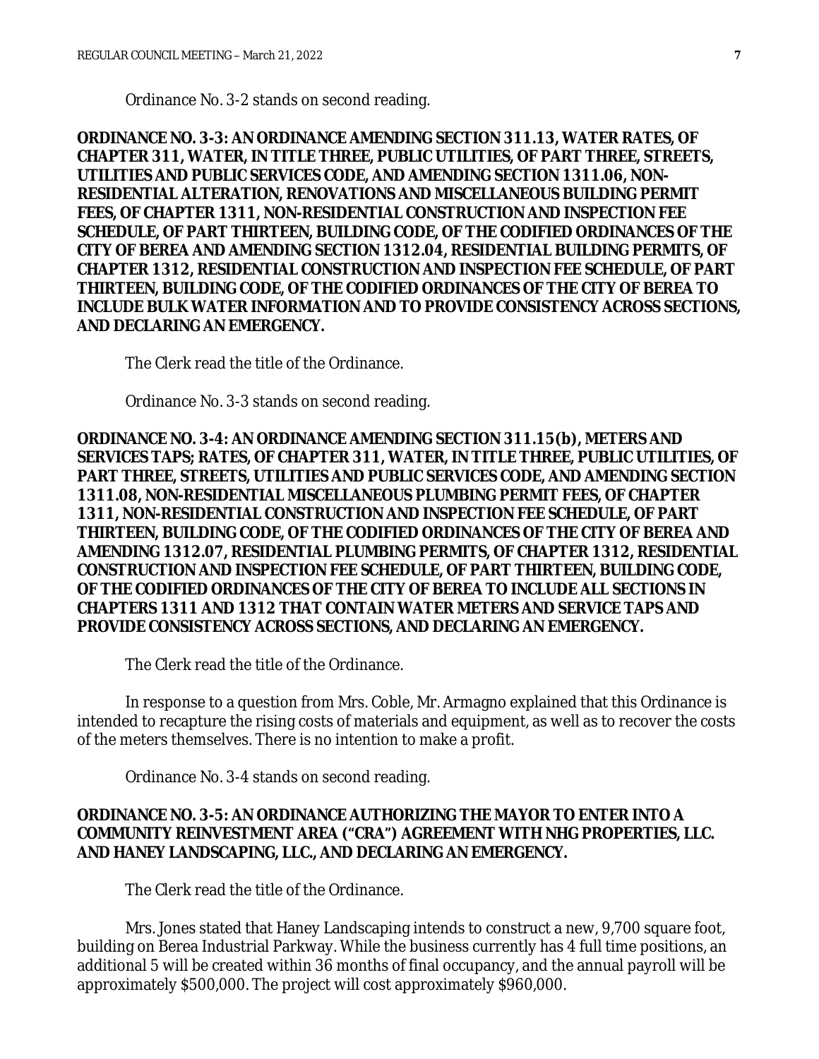Ordinance No. 3-2 stands on second reading.

**ORDINANCE NO. 3-3: AN ORDINANCE AMENDING SECTION 311.13, WATER RATES, OF CHAPTER 311, WATER, IN TITLE THREE, PUBLIC UTILITIES, OF PART THREE, STREETS, UTILITIES AND PUBLIC SERVICES CODE, AND AMENDING SECTION 1311.06, NON-RESIDENTIAL ALTERATION, RENOVATIONS AND MISCELLANEOUS BUILDING PERMIT FEES, OF CHAPTER 1311, NON-RESIDENTIAL CONSTRUCTION AND INSPECTION FEE SCHEDULE, OF PART THIRTEEN, BUILDING CODE, OF THE CODIFIED ORDINANCES OF THE CITY OF BEREA AND AMENDING SECTION 1312.04, RESIDENTIAL BUILDING PERMITS, OF CHAPTER 1312, RESIDENTIAL CONSTRUCTION AND INSPECTION FEE SCHEDULE, OF PART THIRTEEN, BUILDING CODE, OF THE CODIFIED ORDINANCES OF THE CITY OF BEREA TO INCLUDE BULK WATER INFORMATION AND TO PROVIDE CONSISTENCY ACROSS SECTIONS, AND DECLARING AN EMERGENCY.**

The Clerk read the title of the Ordinance.

Ordinance No. 3-3 stands on second reading.

**ORDINANCE NO. 3-4: AN ORDINANCE AMENDING SECTION 311.15(b), METERS AND SERVICES TAPS; RATES, OF CHAPTER 311, WATER, IN TITLE THREE, PUBLIC UTILITIES, OF PART THREE, STREETS, UTILITIES AND PUBLIC SERVICES CODE, AND AMENDING SECTION 1311.08, NON-RESIDENTIAL MISCELLANEOUS PLUMBING PERMIT FEES, OF CHAPTER 1311, NON-RESIDENTIAL CONSTRUCTION AND INSPECTION FEE SCHEDULE, OF PART THIRTEEN, BUILDING CODE, OF THE CODIFIED ORDINANCES OF THE CITY OF BEREA AND AMENDING 1312.07, RESIDENTIAL PLUMBING PERMITS, OF CHAPTER 1312, RESIDENTIAL CONSTRUCTION AND INSPECTION FEE SCHEDULE, OF PART THIRTEEN, BUILDING CODE, OF THE CODIFIED ORDINANCES OF THE CITY OF BEREA TO INCLUDE ALL SECTIONS IN CHAPTERS 1311 AND 1312 THAT CONTAIN WATER METERS AND SERVICE TAPS AND PROVIDE CONSISTENCY ACROSS SECTIONS, AND DECLARING AN EMERGENCY.**

The Clerk read the title of the Ordinance.

In response to a question from Mrs. Coble, Mr. Armagno explained that this Ordinance is intended to recapture the rising costs of materials and equipment, as well as to recover the costs of the meters themselves. There is no intention to make a profit.

Ordinance No. 3-4 stands on second reading.

**ORDINANCE NO. 3-5: AN ORDINANCE AUTHORIZING THE MAYOR TO ENTER INTO A COMMUNITY REINVESTMENT AREA ("CRA") AGREEMENT WITH NHG PROPERTIES, LLC. AND HANEY LANDSCAPING, LLC., AND DECLARING AN EMERGENCY.**

The Clerk read the title of the Ordinance.

Mrs. Jones stated that Haney Landscaping intends to construct a new, 9,700 square foot, building on Berea Industrial Parkway. While the business currently has 4 full time positions, an additional 5 will be created within 36 months of final occupancy, and the annual payroll will be approximately $500,000. The project will cost approximately $960,000.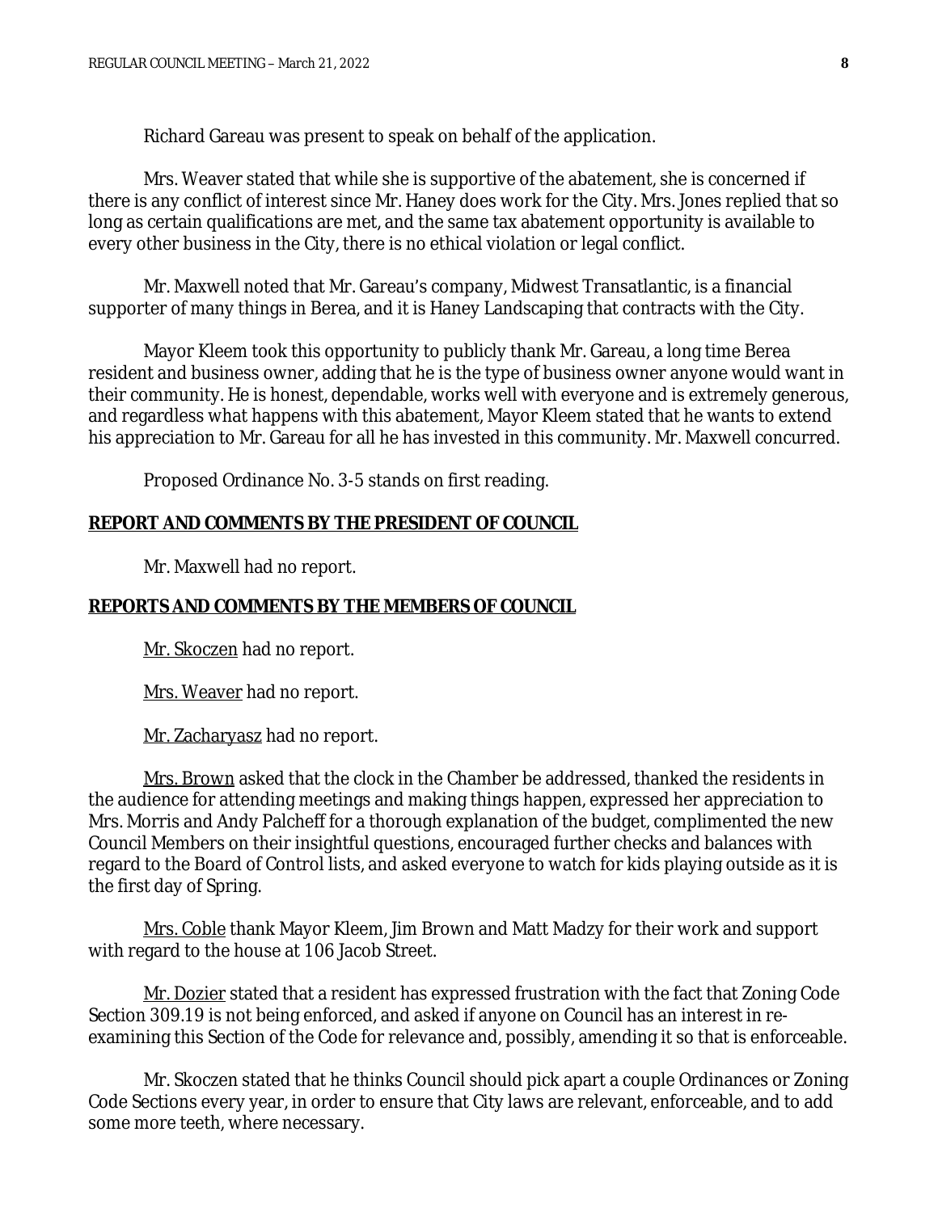Richard Gareau was present to speak on behalf of the application.

Mrs. Weaver stated that while she is supportive of the abatement, she is concerned if there is any conflict of interest since Mr. Haney does work for the City. Mrs. Jones replied that so long as certain qualifications are met, and the same tax abatement opportunity is available to every other business in the City, there is no ethical violation or legal conflict.

Mr. Maxwell noted that Mr. Gareau's company, Midwest Transatlantic, is a financial supporter of many things in Berea, and it is Haney Landscaping that contracts with the City.

Mayor Kleem took this opportunity to publicly thank Mr. Gareau, a long time Berea resident and business owner, adding that he is the type of business owner anyone would want in their community. He is honest, dependable, works well with everyone and is extremely generous, and regardless what happens with this abatement, Mayor Kleem stated that he wants to extend his appreciation to Mr. Gareau for all he has invested in this community. Mr. Maxwell concurred.

Proposed Ordinance No. 3-5 stands on first reading.

## REPORT AND COMMENTS BY THE PRESIDENT OF COUNCIL

Mr. Maxwell had no report.

## REPORTS AND COMMENTS BY THE MEMBERS OF COUNCIL

Mr. Skoczen had no report.

Mrs. Weaver had no report.

Mr. Zacharyasz had no report.

Mrs. Brown asked that the clock in the Chamber be addressed, thanked the residents in the audience for attending meetings and making things happen, expressed her appreciation to Mrs. Morris and Andy Palcheff for a thorough explanation of the budget, complimented the new Council Members on their insightful questions, encouraged further checks and balances with regard to the Board of Control lists, and asked everyone to watch for kids playing outside as it is the first day of Spring.

Mrs. Coble thank Mayor Kleem, Jim Brown and Matt Madzy for their work and support with regard to the house at 106 Jacob Street.

Mr. Dozier stated that a resident has expressed frustration with the fact that Zoning Code Section 309.19 is not being enforced, and asked if anyone on Council has an interest in re-examining this Section of the Code for relevance and, possibly, amending it so that is enforceable.

Mr. Skoczen stated that he thinks Council should pick apart a couple Ordinances or Zoning Code Sections every year, in order to ensure that City laws are relevant, enforceable, and to add some more teeth, where necessary.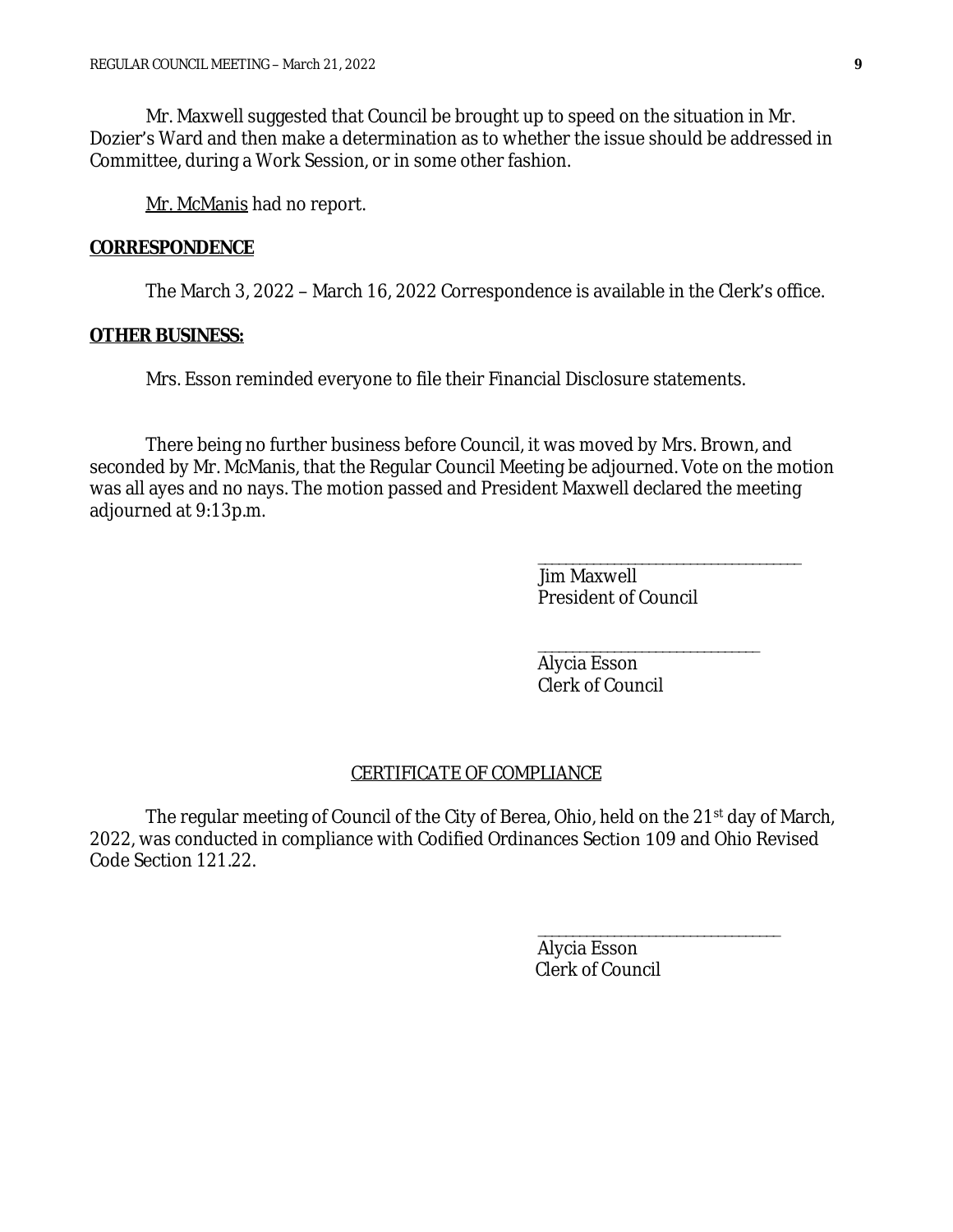Mr. Maxwell suggested that Council be brought up to speed on the situation in Mr. Dozier's Ward and then make a determination as to whether the issue should be addressed in Committee, during a Work Session, or in some other fashion.

Mr. McManis had no report.

**CORRESPONDENCE**

The March 3, 2022 – March 16, 2022 Correspondence is available in the Clerk's office.

**OTHER BUSINESS:**

Mrs. Esson reminded everyone to file their Financial Disclosure statements.

There being no further business before Council, it was moved by Mrs. Brown, and seconded by Mr. McManis, that the Regular Council Meeting be adjourned. Vote on the motion was all ayes and no nays. The motion passed and President Maxwell declared the meeting adjourned at 9:13p.m.

\_\_\_\_\_\_\_\_\_\_\_\_\_\_\_\_\_\_\_\_\_\_\_\_\_\_\_\_\_\_\_\_\_\_\_\_
Jim Maxwell
President of Council

\_\_\_\_\_\_\_\_\_\_\_\_\_\_\_\_\_\_\_\_\_\_\_\_\_\_\_\_\_\_\_\_
Alycia Esson
Clerk of Council

CERTIFICATE OF COMPLIANCE

The regular meeting of Council of the City of Berea, Ohio, held on the 21st day of March, 2022, was conducted in compliance with Codified Ordinances Section 109 and Ohio Revised Code Section 121.22.

\_\_\_\_\_\_\_\_\_\_\_\_\_\_\_\_\_\_\_\_\_\_\_\_\_\_\_\_\_\_\_\_\_\_
Alycia Esson
Clerk of Council